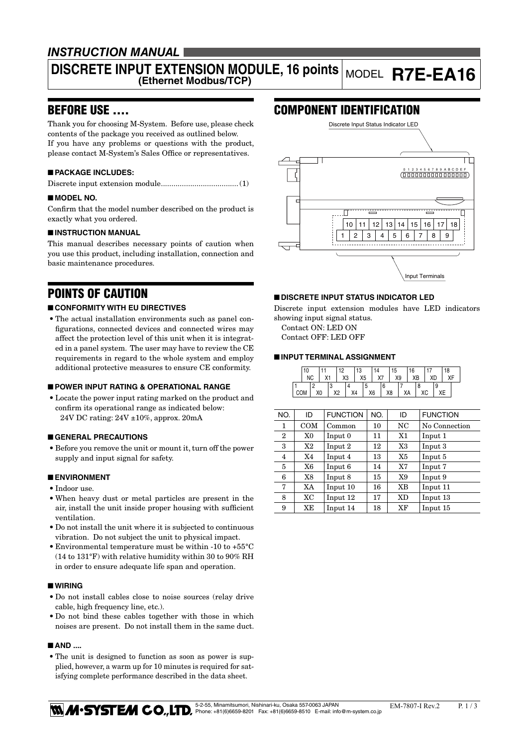## INSTRUCTION MANUAL

# DISCRETE INPUT EXTENSION MODULE, 16 points (Ethernet Modbus/TCP)

MODEL **R7E-EA16**

## BEFORE USE ....

Thank you for choosing M-System. Before use, please check contents of the package you received as outlined below.
If you have any problems or questions with the product, please contact M-System's Sales Office or representatives.

### ■ PACKAGE INCLUDES:

Discrete input extension module.................................... (1)

### ■ MODEL NO.

Confirm that the model number described on the product is exactly what you ordered.

### ■ INSTRUCTION MANUAL

This manual describes necessary points of caution when you use this product, including installation, connection and basic maintenance procedures.

## POINTS OF CAUTION

### ■ CONFORMITY WITH EU DIRECTIVES

- The actual installation environments such as panel configurations, connected devices and connected wires may affect the protection level of this unit when it is integrated in a panel system. The user may have to review the CE requirements in regard to the whole system and employ additional protective measures to ensure CE conformity.

### ■ POWER INPUT RATING & OPERATIONAL RANGE

- Locate the power input rating marked on the product and confirm its operational range as indicated below:
  24V DC rating: 24V ±10%, approx. 20mA

### ■ GENERAL PRECAUTIONS

- Before you remove the unit or mount it, turn off the power supply and input signal for safety.

### ■ ENVIRONMENT

- Indoor use.
- When heavy dust or metal particles are present in the air, install the unit inside proper housing with sufficient ventilation.
- Do not install the unit where it is subjected to continuous vibration. Do not subject the unit to physical impact.
- Environmental temperature must be within -10 to +55°C (14 to 131°F) with relative humidity within 30 to 90% RH in order to ensure adequate life span and operation.

### ■ WIRING

- Do not install cables close to noise sources (relay drive cable, high frequency line, etc.).
- Do not bind these cables together with those in which noises are present. Do not install them in the same duct.

### ■ AND ....

- The unit is designed to function as soon as power is supplied, however, a warm up for 10 minutes is required for satisfying complete performance described in the data sheet.

## COMPONENT IDENTIFICATION

Discrete Input Status Indicator LED

0 1 2 3 4 5 6 7 8 9 A B C D E F

10 11 12 13 14 15 16 17 18
1 2 3 4 5 6 7 8 9

Input Terminals

### ■ DISCRETE INPUT STATUS INDICATOR LED

Discrete input extension modules have LED indicators showing input signal status.
Contact ON: LED ON
Contact OFF: LED OFF

### ■ INPUT TERMINAL ASSIGNMENT

| 10 NC | 11 X1 | 12 X3 | 13 X5 | 14 X7 | 15 X9 | 16 XB | 17 XD | 18 XF |
|---|---|---|---|---|---|---|---|---|
| 1 COM | 2 X0 | 3 X2 | 4 X4 | 5 X6 | 6 X8 | 7 XA | 8 XC | 9 XE |

| NO. | ID | FUNCTION | NO. | ID | FUNCTION |
|---|---|---|---|---|---|
| 1 | COM | Common | 10 | NC | No Connection |
| 2 | X0 | Input 0 | 11 | X1 | Input 1 |
| 3 | X2 | Input 2 | 12 | X3 | Input 3 |
| 4 | X4 | Input 4 | 13 | X5 | Input 5 |
| 5 | X6 | Input 6 | 14 | X7 | Input 7 |
| 6 | X8 | Input 8 | 15 | X9 | Input 9 |
| 7 | XA | Input 10 | 16 | XB | Input 11 |
| 8 | XC | Input 12 | 17 | XD | Input 13 |
| 9 | XE | Input 14 | 18 | XF | Input 15 |

M-SYSTEM CO.,LTD. 5-2-55, Minamitsumori, Nishinari-ku, Osaka 557-0063 JAPAN Phone: +81(6)6659-8201 Fax: +81(6)6659-8510 E-mail: info@m-system.co.jp

EM-7807-I Rev.2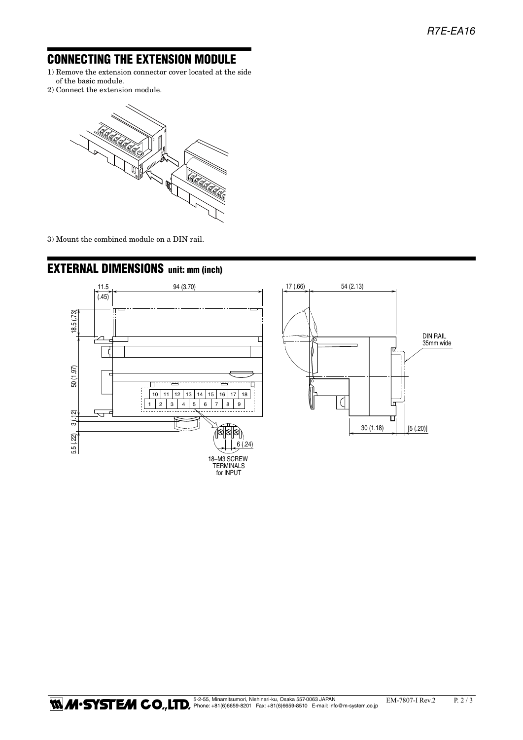## CONNECTING THE EXTENSION MODULE

1) Remove the extension connector cover located at the side of the basic module.
2) Connect the extension module.

3) Mount the combined module on a DIN rail.

## EXTERNAL DIMENSIONS unit: mm (inch)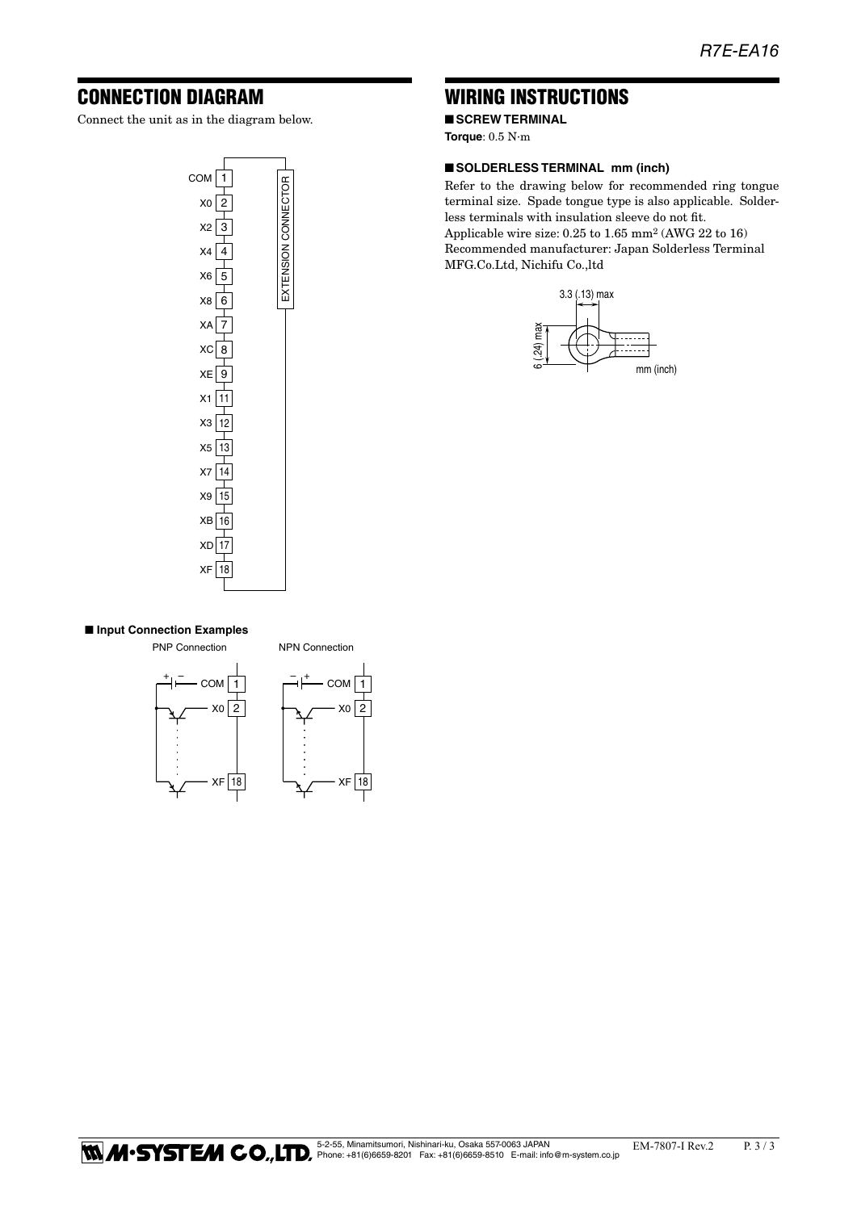## CONNECTION DIAGRAM

Connect the unit as in the diagram below.

COM 1
X0 2
X2 3
X4 4
X6 5
X8 6
XA 7
XC 8
XE 9
X1 11
X3 12
X5 13
X7 14
X9 15
XB 16
XD 17
XF 18

EXTENSION CONNECTOR

■ **Input Connection Examples**

PNP Connection

NPN Connection

COM 1
X0 2
XF 18

## WIRING INSTRUCTIONS

■ **SCREW TERMINAL**

**Torque**: 0.5 N·m

■ **SOLDERLESS TERMINAL mm (inch)**

Refer to the drawing below for recommended ring tongue terminal size. Spade tongue type is also applicable. Solderless terminals with insulation sleeve do not fit.
Applicable wire size: 0.25 to 1.65 mm$^2$ (AWG 22 to 16)
Recommended manufacturer: Japan Solderless Terminal MFG.Co.Ltd, Nichifu Co.,ltd

3.3 (.13) max
6 (.24) max
mm (inch)